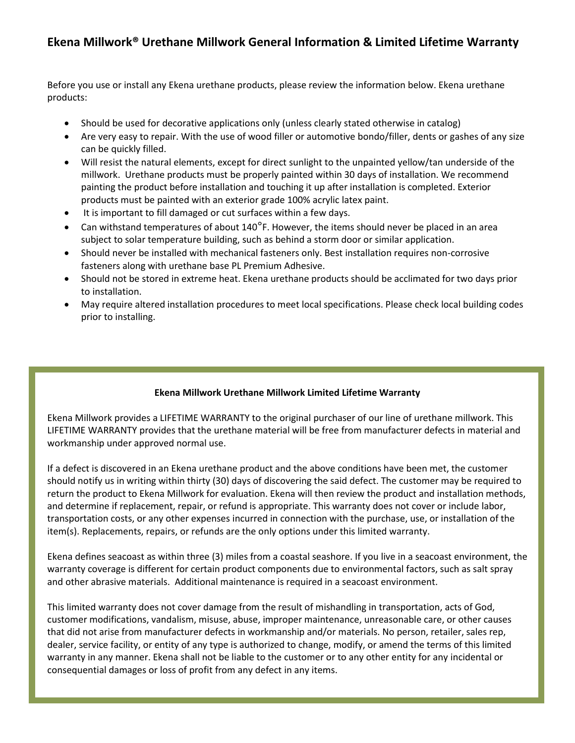# Ekena Millwork® Urethane Millwork General Information & Limited Lifetime Warranty

Before you use or install any Ekena urethane products, please review the information below. Ekena urethane products:

- Should be used for decorative applications only (unless clearly stated otherwise in catalog)
- Are very easy to repair. With the use of wood filler or automotive bondo/filler, dents or gashes of any size can be quickly filled.
- Will resist the natural elements, except for direct sunlight to the unpainted yellow/tan underside of the millwork. Urethane products must be properly painted within 30 days of installation. We recommend painting the product before installation and touching it up after installation is completed. Exterior products must be painted with an exterior grade 100% acrylic latex paint.
- It is important to fill damaged or cut surfaces within a few days.
- Can withstand temperatures of about 140˚F. However, the items should never be placed in an area subject to solar temperature building, such as behind a storm door or similar application.
- Should never be installed with mechanical fasteners only. Best installation requires non-corrosive fasteners along with urethane base PL Premium Adhesive.
- Should not be stored in extreme heat. Ekena urethane products should be acclimated for two days prior to installation.
- May require altered installation procedures to meet local specifications. Please check local building codes prior to installing.

## Ekena Millwork Urethane Millwork Limited Lifetime Warranty

Ekena Millwork provides a LIFETIME WARRANTY to the original purchaser of our line of urethane millwork. This LIFETIME WARRANTY provides that the urethane material will be free from manufacturer defects in material and workmanship under approved normal use.

If a defect is discovered in an Ekena urethane product and the above conditions have been met, the customer should notify us in writing within thirty (30) days of discovering the said defect. The customer may be required to return the product to Ekena Millwork for evaluation. Ekena will then review the product and installation methods, and determine if replacement, repair, or refund is appropriate. This warranty does not cover or include labor, transportation costs, or any other expenses incurred in connection with the purchase, use, or installation of the item(s). Replacements, repairs, or refunds are the only options under this limited warranty.

Ekena defines seacoast as within three (3) miles from a coastal seashore. If you live in a seacoast environment, the warranty coverage is different for certain product components due to environmental factors, such as salt spray and other abrasive materials. Additional maintenance is required in a seacoast environment.

This limited warranty does not cover damage from the result of mishandling in transportation, acts of God, customer modifications, vandalism, misuse, abuse, improper maintenance, unreasonable care, or other causes that did not arise from manufacturer defects in workmanship and/or materials. No person, retailer, sales rep, dealer, service facility, or entity of any type is authorized to change, modify, or amend the terms of this limited warranty in any manner. Ekena shall not be liable to the customer or to any other entity for any incidental or consequential damages or loss of profit from any defect in any items.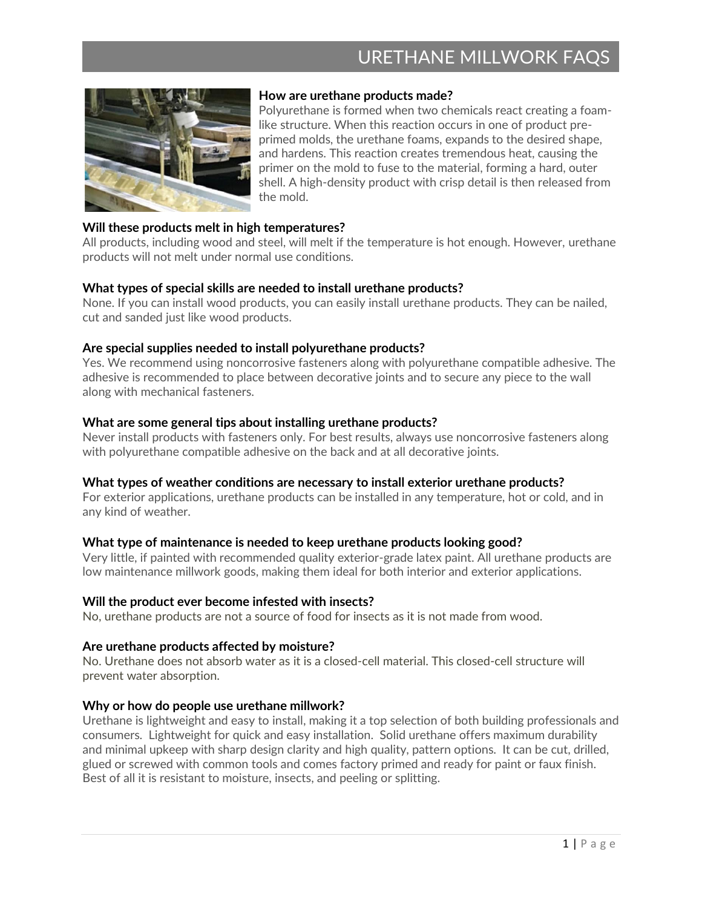# URETHANE MILLWORK FAQS

**How are urethane products made?**
Polyurethane is formed when two chemicals react creating a foam-like structure. When this reaction occurs in one of product pre-primed molds, the urethane foams, expands to the desired shape, and hardens. This reaction creates tremendous heat, causing the primer on the mold to fuse to the material, forming a hard, outer shell. A high-density product with crisp detail is then released from the mold.

**Will these products melt in high temperatures?**
All products, including wood and steel, will melt if the temperature is hot enough. However, urethane products will not melt under normal use conditions.

**What types of special skills are needed to install urethane products?**
None. If you can install wood products, you can easily install urethane products. They can be nailed, cut and sanded just like wood products.

**Are special supplies needed to install polyurethane products?**
Yes. We recommend using noncorrosive fasteners along with polyurethane compatible adhesive. The adhesive is recommended to place between decorative joints and to secure any piece to the wall along with mechanical fasteners.

**What are some general tips about installing urethane products?**
Never install products with fasteners only. For best results, always use noncorrosive fasteners along with polyurethane compatible adhesive on the back and at all decorative joints.

**What types of weather conditions are necessary to install exterior urethane products?**
For exterior applications, urethane products can be installed in any temperature, hot or cold, and in any kind of weather.

**What type of maintenance is needed to keep urethane products looking good?**
Very little, if painted with recommended quality exterior-grade latex paint. All urethane products are low maintenance millwork goods, making them ideal for both interior and exterior applications.

**Will the product ever become infested with insects?**
No, urethane products are not a source of food for insects as it is not made from wood.

**Are urethane products affected by moisture?**
No. Urethane does not absorb water as it is a closed-cell material. This closed-cell structure will prevent water absorption.

**Why or how do people use urethane millwork?**
Urethane is lightweight and easy to install, making it a top selection of both building professionals and consumers. Lightweight for quick and easy installation. Solid urethane offers maximum durability and minimal upkeep with sharp design clarity and high quality, pattern options. It can be cut, drilled, glued or screwed with common tools and comes factory primed and ready for paint or faux finish. Best of all it is resistant to moisture, insects, and peeling or splitting.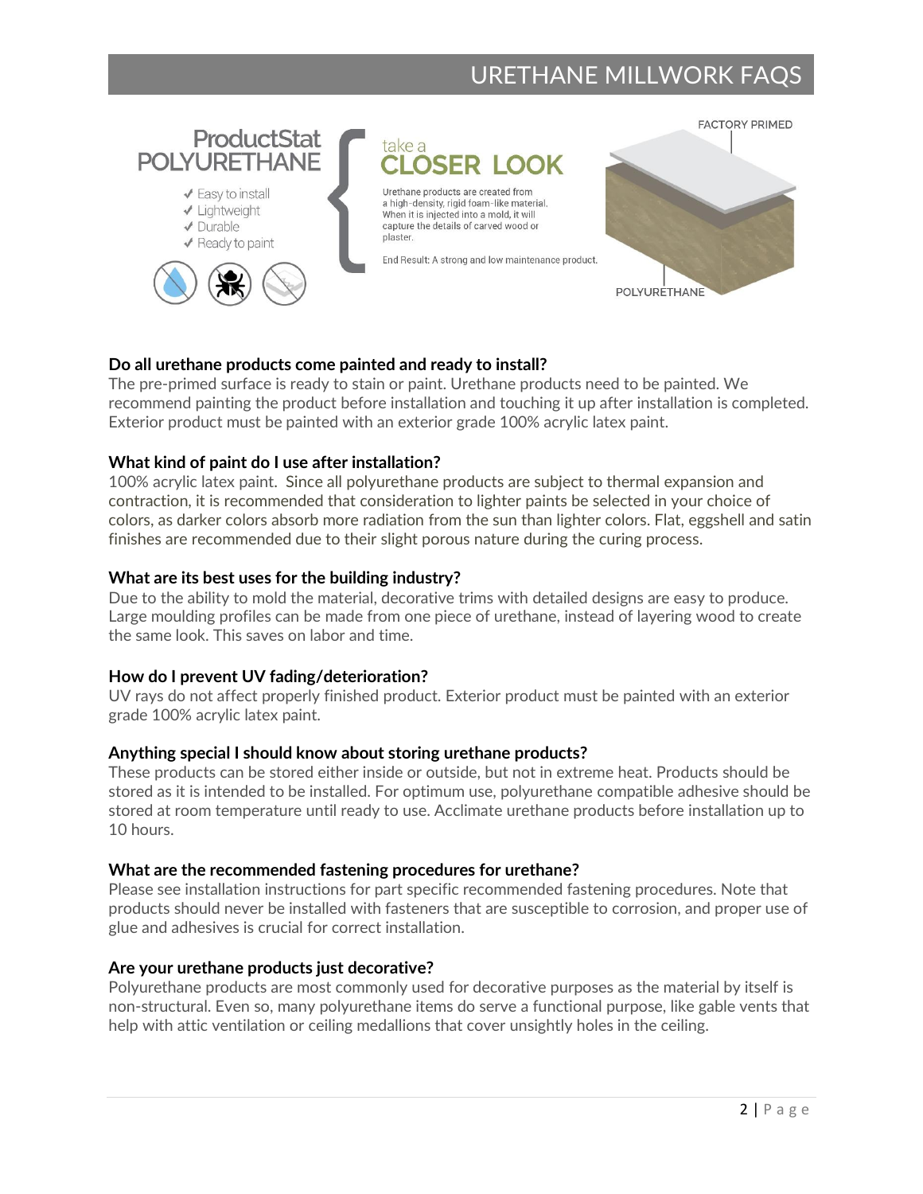# URETHANE MILLWORK FAQS

## ProductStat POLYURETHANE

- ✓ Easy to install
- ✓ Lightweight
- ✓ Durable
- ✓ Ready to paint

## take a CLOSER LOOK

Urethane products are created from a high-density, rigid foam-like material. When it is injected into a mold, it will capture the details of carved wood or plaster.

End Result: A strong and low maintenance product.

FACTORY PRIMED

POLYURETHANE

**Do all urethane products come painted and ready to install?**

The pre-primed surface is ready to stain or paint. Urethane products need to be painted. We recommend painting the product before installation and touching it up after installation is completed. Exterior product must be painted with an exterior grade 100% acrylic latex paint.

**What kind of paint do I use after installation?**

100% acrylic latex paint. Since all polyurethane products are subject to thermal expansion and contraction, it is recommended that consideration to lighter paints be selected in your choice of colors, as darker colors absorb more radiation from the sun than lighter colors. Flat, eggshell and satin finishes are recommended due to their slight porous nature during the curing process.

**What are its best uses for the building industry?**

Due to the ability to mold the material, decorative trims with detailed designs are easy to produce. Large moulding profiles can be made from one piece of urethane, instead of layering wood to create the same look. This saves on labor and time.

**How do I prevent UV fading/deterioration?**

UV rays do not affect properly finished product. Exterior product must be painted with an exterior grade 100% acrylic latex paint.

**Anything special I should know about storing urethane products?**

These products can be stored either inside or outside, but not in extreme heat. Products should be stored as it is intended to be installed. For optimum use, polyurethane compatible adhesive should be stored at room temperature until ready to use. Acclimate urethane products before installation up to 10 hours.

**What are the recommended fastening procedures for urethane?**

Please see installation instructions for part specific recommended fastening procedures. Note that products should never be installed with fasteners that are susceptible to corrosion, and proper use of glue and adhesives is crucial for correct installation.

**Are your urethane products just decorative?**

Polyurethane products are most commonly used for decorative purposes as the material by itself is non-structural. Even so, many polyurethane items do serve a functional purpose, like gable vents that help with attic ventilation or ceiling medallions that cover unsightly holes in the ceiling.